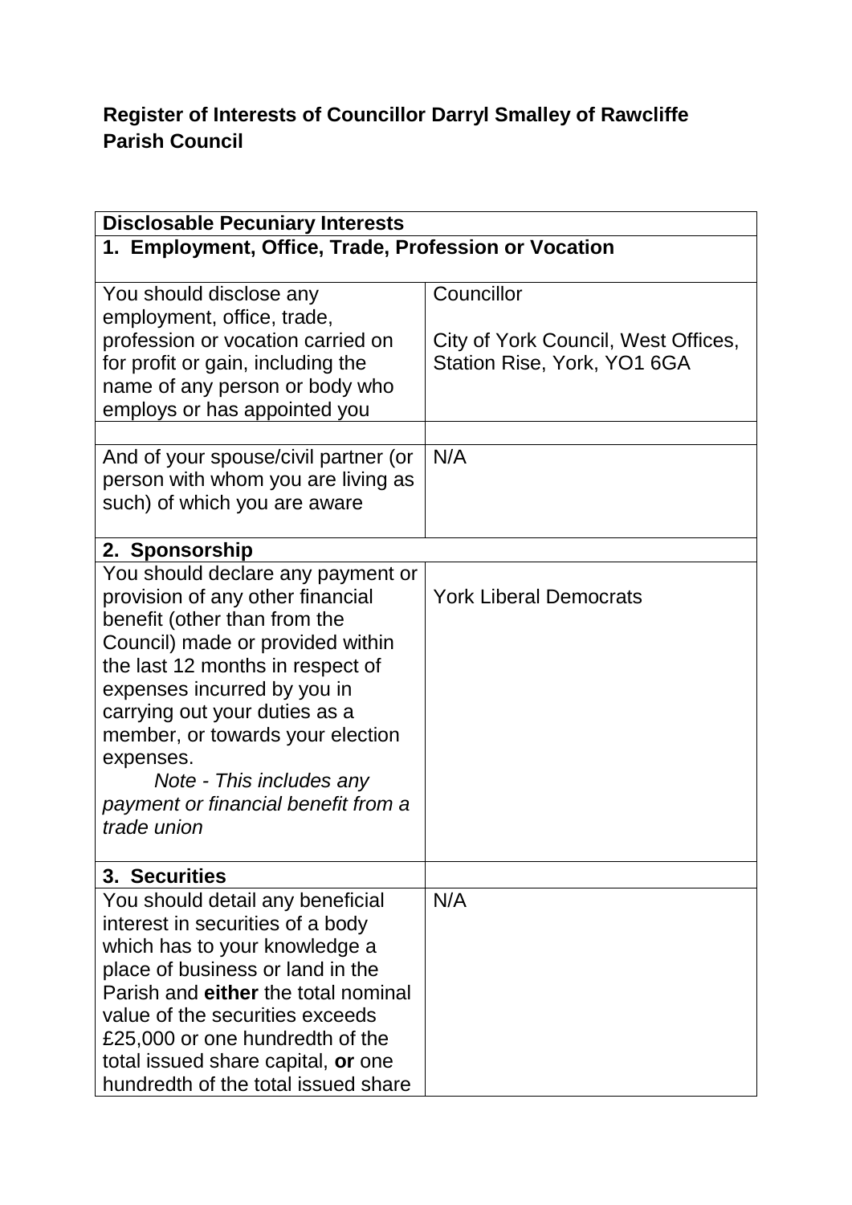**Register of Interests of Councillor Darryl Smalley of Rawcliffe Parish Council**

| Disclosable Pecuniary Interests | |
|---|---|
| **1. Employment, Office, Trade, Profession or Vocation** | |
| You should disclose any employment, office, trade, profession or vocation carried on for profit or gain, including the name of any person or body who employs or has appointed you | Councillor<br><br>City of York Council, West Offices, Station Rise, York, YO1 6GA |
| | |
| And of your spouse/civil partner (or person with whom you are living as such) of which you are aware | N/A |
| **2. Sponsorship** | |
| You should declare any payment or provision of any other financial benefit (other than from the Council) made or provided within the last 12 months in respect of expenses incurred by you in carrying out your duties as a member, or towards your election expenses.<br>*Note - This includes any payment or financial benefit from a trade union* | York Liberal Democrats |
| **3. Securities** | |
| You should detail any beneficial interest in securities of a body which has to your knowledge a place of business or land in the Parish and **either** the total nominal value of the securities exceeds £25,000 or one hundredth of the total issued share capital, **or** one hundredth of the total issued share | N/A |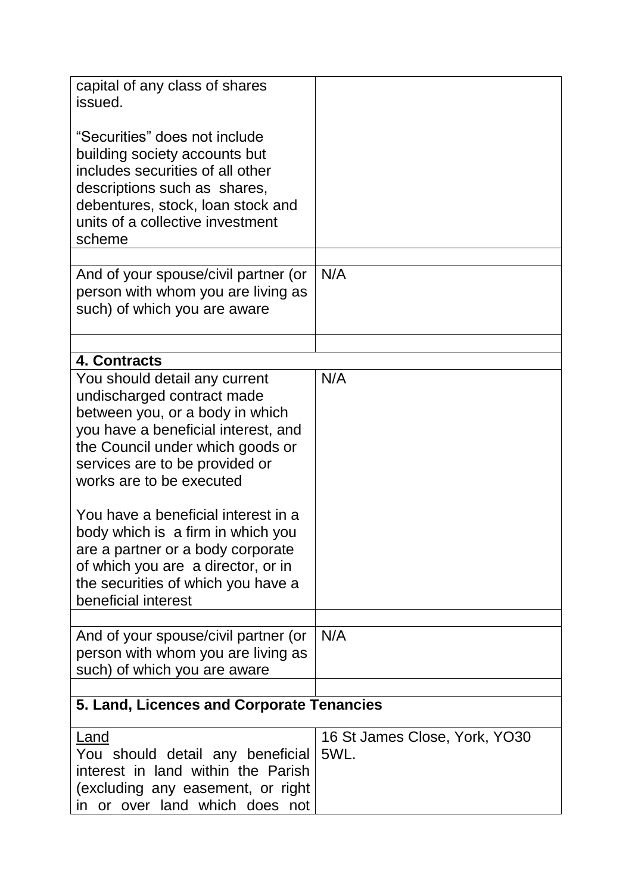| | |
|---|---|
| capital of any class of shares issued.<br><br>"Securities" does not include building society accounts but includes securities of all other descriptions such as shares, debentures, stock, loan stock and units of a collective investment scheme | |
| | |
| And of your spouse/civil partner (or person with whom you are living as such) of which you are aware | N/A |
| | |
| **4. Contracts** | |
| You should detail any current undischarged contract made between you, or a body in which you have a beneficial interest, and the Council under which goods or services are to be provided or works are to be executed<br><br>You have a beneficial interest in a body which is a firm in which you are a partner or a body corporate of which you are a director, or in the securities of which you have a beneficial interest | N/A |
| | |
| And of your spouse/civil partner (or person with whom you are living as such) of which you are aware | N/A |
| | |
| **5. Land, Licences and Corporate Tenancies** | |
| <u>Land</u><br>You should detail any beneficial interest in land within the Parish (excluding any easement, or right in or over land which does not | 16 St James Close, York, YO30 5WL. |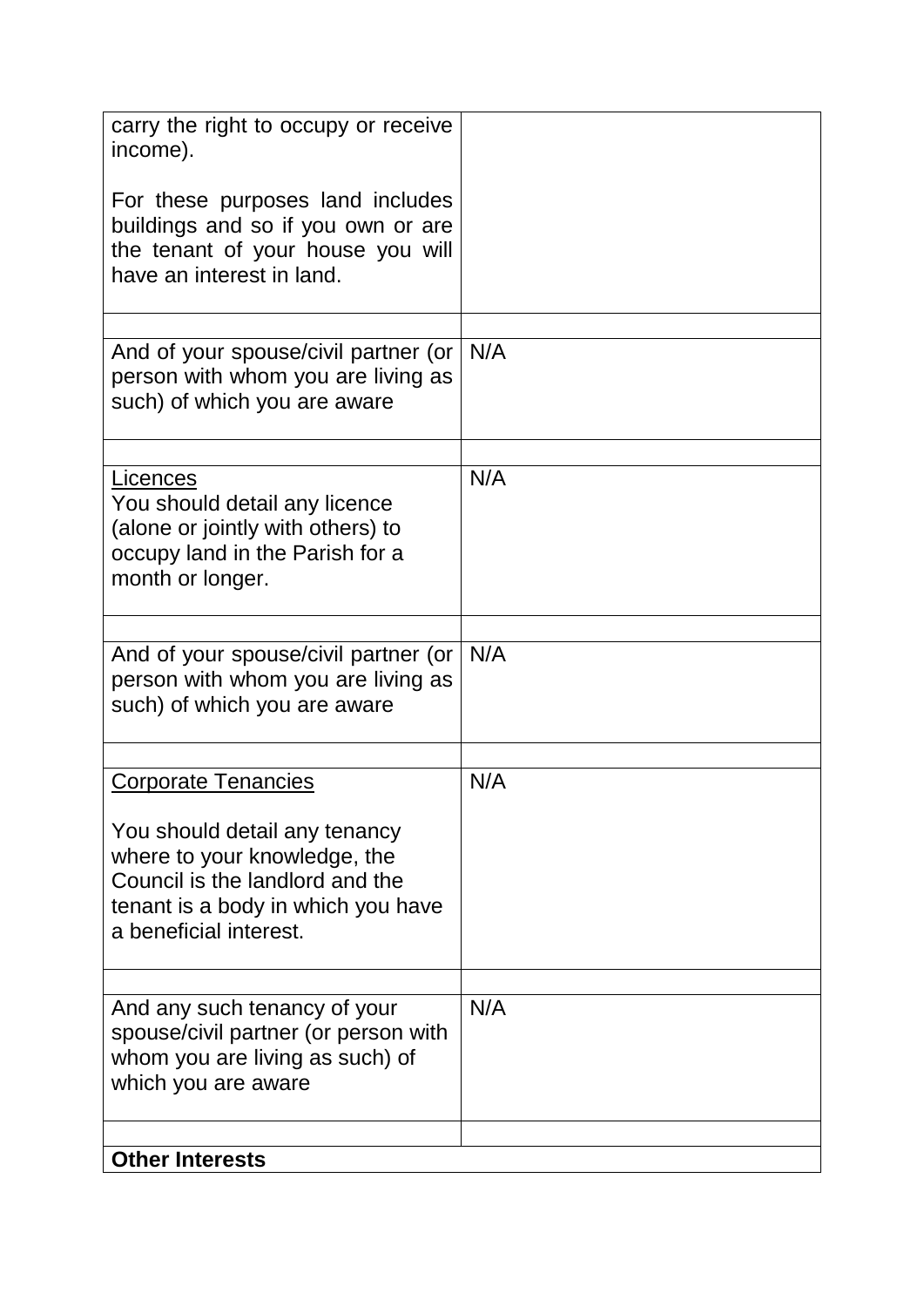| | |
|---|---|
| carry the right to occupy or receive income).<br><br>For these purposes land includes buildings and so if you own or are the tenant of your house you will have an interest in land. | |
| | |
| And of your spouse/civil partner (or person with whom you are living as such) of which you are aware | N/A |
| | |
| Licences<br>You should detail any licence (alone or jointly with others) to occupy land in the Parish for a month or longer. | N/A |
| | |
| And of your spouse/civil partner (or person with whom you are living as such) of which you are aware | N/A |
| | |
| Corporate Tenancies<br><br>You should detail any tenancy where to your knowledge, the Council is the landlord and the tenant is a body in which you have a beneficial interest. | N/A |
| | |
| And any such tenancy of your spouse/civil partner (or person with whom you are living as such) of which you are aware | N/A |
| | |
| **Other Interests** | |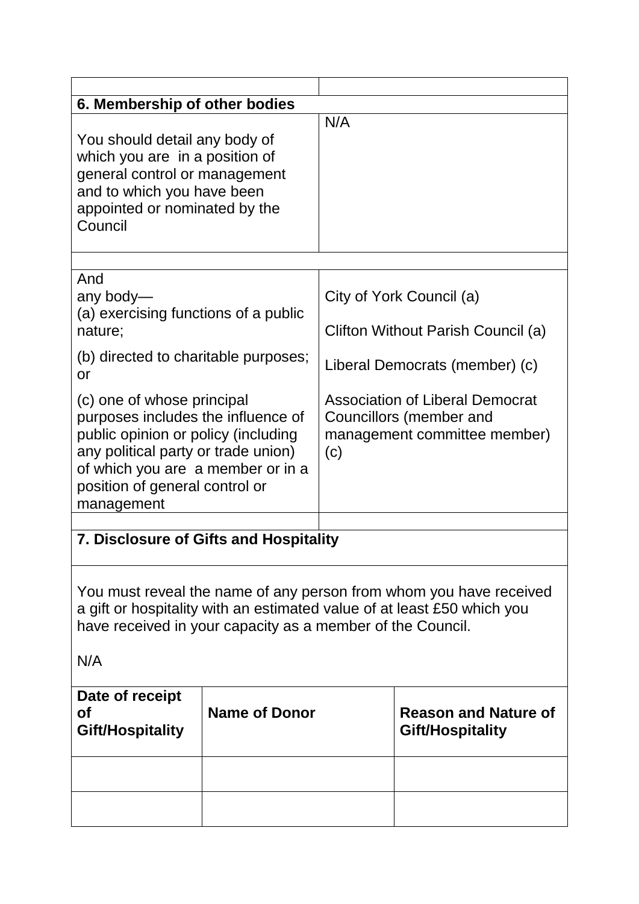| | |
|---|---|
| **6. Membership of other bodies** | |
| You should detail any body of which you are in a position of general control or management and to which you have been appointed or nominated by the Council | N/A |
| | |
| And<br>any body—<br>(a) exercising functions of a public nature;<br>(b) directed to charitable purposes; or<br>(c) one of whose principal purposes includes the influence of public opinion or policy (including any political party or trade union) of which you are a member or in a position of general control or management | City of York Council (a)<br>Clifton Without Parish Council (a)<br>Liberal Democrats (member) (c)<br>Association of Liberal Democrat Councillors (member and management committee member) (c) |
| | |

**7. Disclosure of Gifts and Hospitality**

You must reveal the name of any person from whom you have received a gift or hospitality with an estimated value of at least £50 which you have received in your capacity as a member of the Council.

N/A

| Date of receipt of Gift/Hospitality | Name of Donor | Reason and Nature of Gift/Hospitality |
|---|---|---|
| | | |
| | | |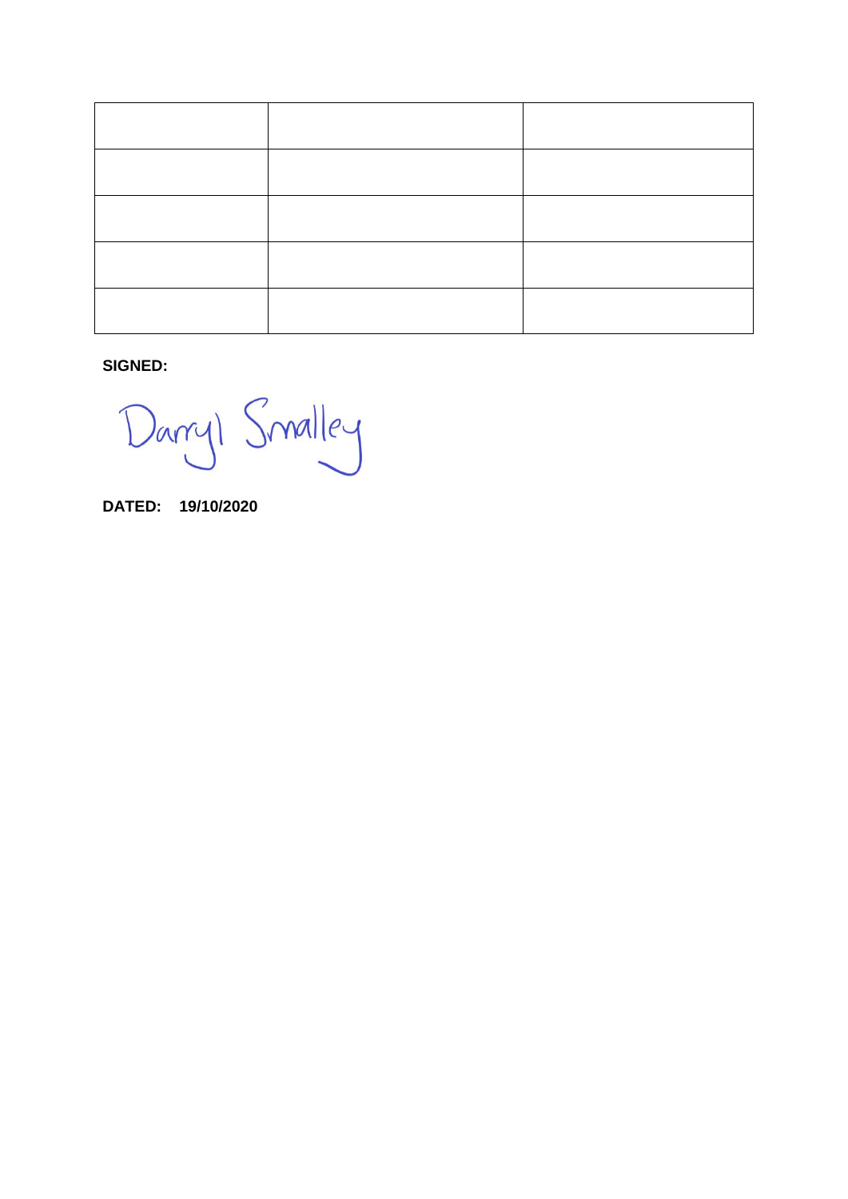| | | |
|---|---|---|
| | | |
| | | |
| | | |
| | | |
| | | |

**SIGNED:**

Darryl Smalley

**DATED: 19/10/2020**